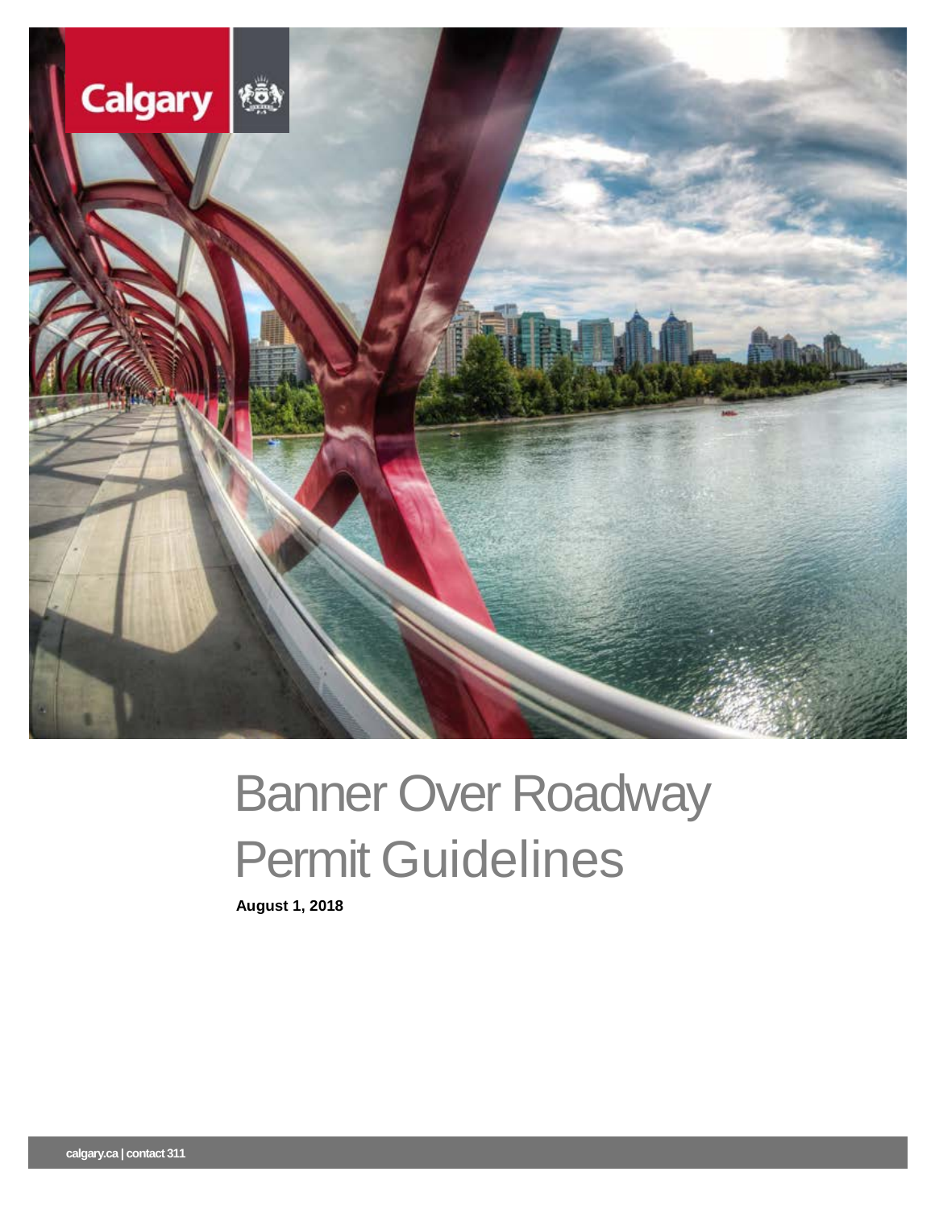Calgary

# Banner Over Roadway Permit Guidelines

**August 1, 2018**

calgary.ca | contact 311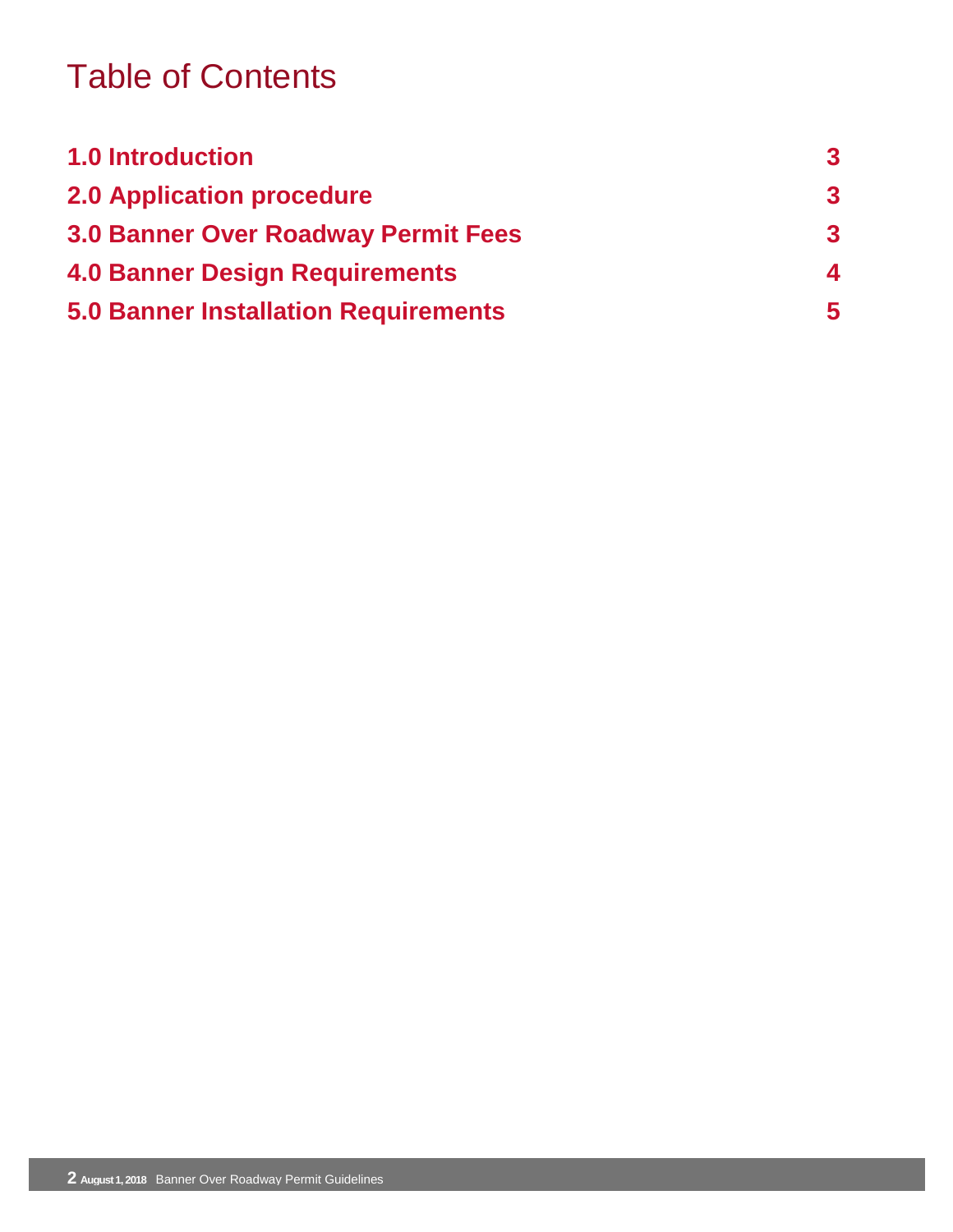# Table of Contents

| | |
|---|---|
| **1.0 Introduction** | **3** |
| **2.0 Application procedure** | **3** |
| **3.0 Banner Over Roadway Permit Fees** | **3** |
| **4.0 Banner Design Requirements** | **4** |
| **5.0 Banner Installation Requirements** | **5** |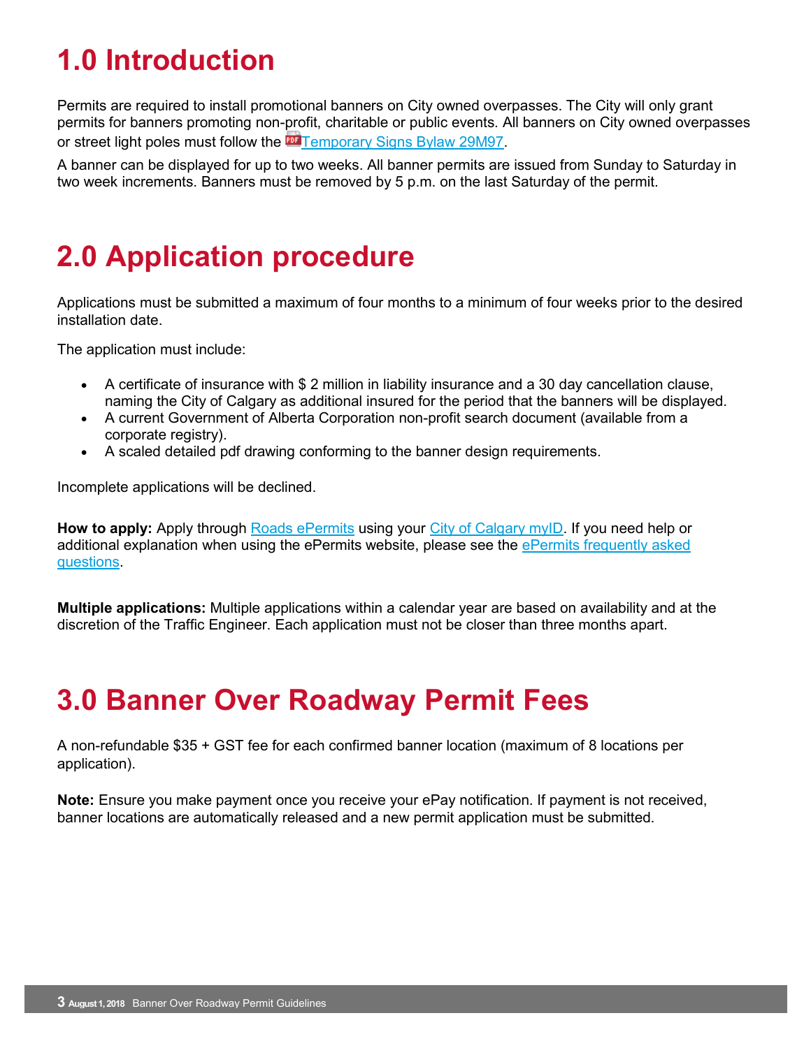# 1.0 Introduction

Permits are required to install promotional banners on City owned overpasses. The City will only grant permits for banners promoting non-profit, charitable or public events. All banners on City owned overpasses or street light poles must follow the Temporary Signs Bylaw 29M97.

A banner can be displayed for up to two weeks. All banner permits are issued from Sunday to Saturday in two week increments. Banners must be removed by 5 p.m. on the last Saturday of the permit.

# 2.0 Application procedure

Applications must be submitted a maximum of four months to a minimum of four weeks prior to the desired installation date.

The application must include:

- A certificate of insurance with $ 2 million in liability insurance and a 30 day cancellation clause, naming the City of Calgary as additional insured for the period that the banners will be displayed.
- A current Government of Alberta Corporation non-profit search document (available from a corporate registry).
- A scaled detailed pdf drawing conforming to the banner design requirements.

Incomplete applications will be declined.

**How to apply:** Apply through Roads ePermits using your City of Calgary myID. If you need help or additional explanation when using the ePermits website, please see the ePermits frequently asked questions.

**Multiple applications:** Multiple applications within a calendar year are based on availability and at the discretion of the Traffic Engineer. Each application must not be closer than three months apart.

# 3.0 Banner Over Roadway Permit Fees

A non-refundable $35 + GST fee for each confirmed banner location (maximum of 8 locations per application).

**Note:** Ensure you make payment once you receive your ePay notification. If payment is not received, banner locations are automatically released and a new permit application must be submitted.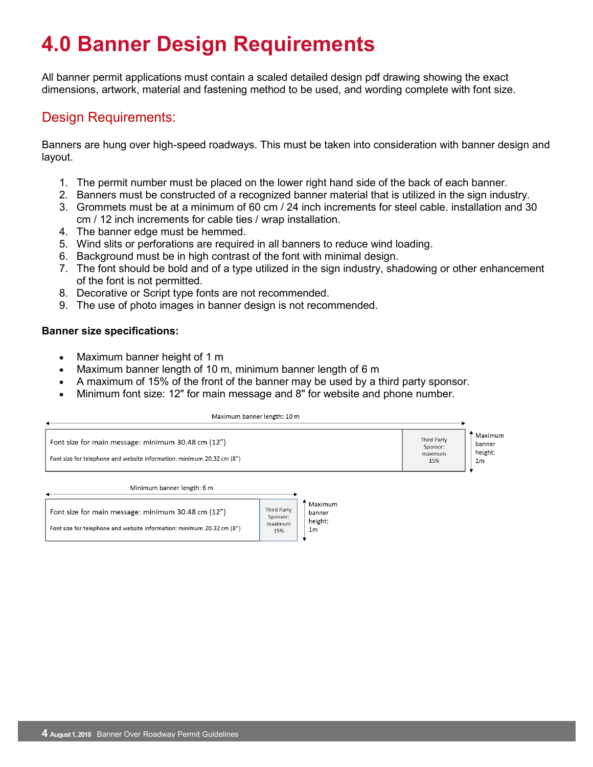# 4.0 Banner Design Requirements

All banner permit applications must contain a scaled detailed design pdf drawing showing the exact dimensions, artwork, material and fastening method to be used, and wording complete with font size.

## Design Requirements:

Banners are hung over high-speed roadways. This must be taken into consideration with banner design and layout.

1. The permit number must be placed on the lower right hand side of the back of each banner.
2. Banners must be constructed of a recognized banner material that is utilized in the sign industry.
3. Grommets must be at a minimum of 60 cm / 24 inch increments for steel cable. installation and 30 cm / 12 inch increments for cable ties / wrap installation.
4. The banner edge must be hemmed.
5. Wind slits or perforations are required in all banners to reduce wind loading.
6. Background must be in high contrast of the font with minimal design.
7. The font should be bold and of a type utilized in the sign industry, shadowing or other enhancement of the font is not permitted.
8. Decorative or Script type fonts are not recommended.
9. The use of photo images in banner design is not recommended.

**Banner size specifications:**

- Maximum banner height of 1 m
- Maximum banner length of 10 m, minimum banner length of 6 m
- A maximum of 15% of the front of the banner may be used by a third party sponsor.
- Minimum font size: 12" for main message and 8" for website and phone number.

Maximum banner length: 10 m

| Font size for main message: minimum 30.48 cm (12")<br>Font size for telephone and website information: minimum 20.32 cm (8") | Third Party Sponsor: maximum 15% |
|---|---|

Maximum banner height: 1m

Minimum banner length: 6 m

| Font size for main message: minimum 30.48 cm (12")<br>Font size for telephone and website information: minimum 20.32 cm (8") | Third Party Sponsor: maximum 15% |
|---|---|

Maximum banner height: 1m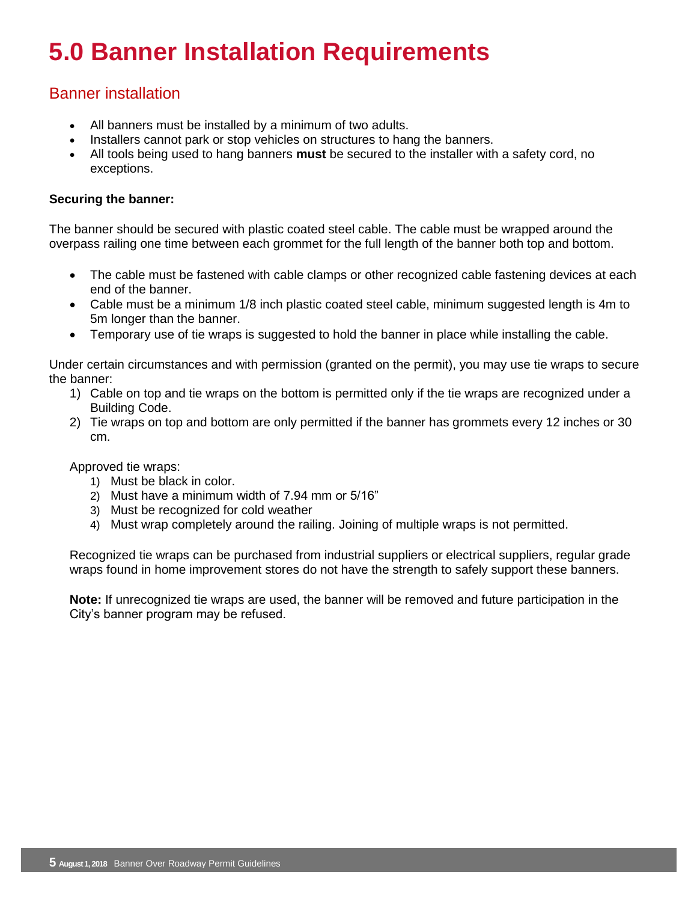# 5.0 Banner Installation Requirements

## Banner installation

- All banners must be installed by a minimum of two adults.
- Installers cannot park or stop vehicles on structures to hang the banners.
- All tools being used to hang banners **must** be secured to the installer with a safety cord, no exceptions.

**Securing the banner:**

The banner should be secured with plastic coated steel cable. The cable must be wrapped around the overpass railing one time between each grommet for the full length of the banner both top and bottom.

- The cable must be fastened with cable clamps or other recognized cable fastening devices at each end of the banner.
- Cable must be a minimum 1/8 inch plastic coated steel cable, minimum suggested length is 4m to 5m longer than the banner.
- Temporary use of tie wraps is suggested to hold the banner in place while installing the cable.

Under certain circumstances and with permission (granted on the permit), you may use tie wraps to secure the banner:

1) Cable on top and tie wraps on the bottom is permitted only if the tie wraps are recognized under a Building Code.
2) Tie wraps on top and bottom are only permitted if the banner has grommets every 12 inches or 30 cm.

Approved tie wraps:

1) Must be black in color.
2) Must have a minimum width of 7.94 mm or 5/16"
3) Must be recognized for cold weather
4) Must wrap completely around the railing. Joining of multiple wraps is not permitted.

Recognized tie wraps can be purchased from industrial suppliers or electrical suppliers, regular grade wraps found in home improvement stores do not have the strength to safely support these banners.

**Note:** If unrecognized tie wraps are used, the banner will be removed and future participation in the City's banner program may be refused.